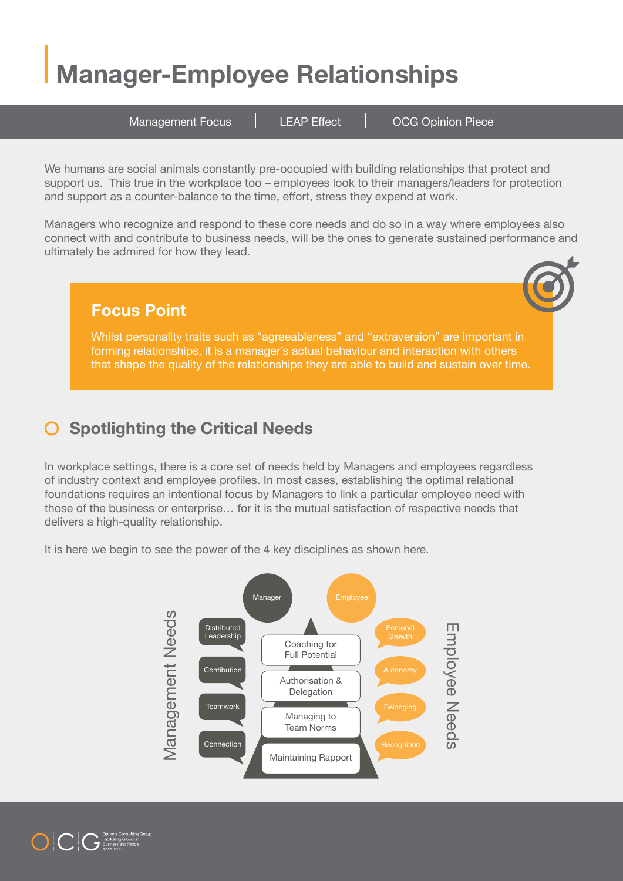# Manager-Employee Relationships

Management Focus | LEAP Effect | OCG Opinion Piece

We humans are social animals constantly pre-occupied with building relationships that protect and support us. This true in the workplace too – employees look to their managers/leaders for protection and support as a counter-balance to the time, effort, stress they expend at work.

Managers who recognize and respond to these core needs and do so in a way where employees also connect with and contribute to business needs, will be the ones to generate sustained performance and ultimately be admired for how they lead.

## Focus Point

Whilst personality traits such as "agreeableness" and "extraversion" are important in forming relationships, it is a manager's actual behaviour and interaction with others that shape the quality of the relationships they are able to build and sustain over time.

## Spotlighting the Critical Needs

In workplace settings, there is a core set of needs held by Managers and employees regardless of industry context and employee profiles. In most cases, establishing the optimal relational foundations requires an intentional focus by Managers to link a particular employee need with those of the business or enterprise… for it is the mutual satisfaction of respective needs that delivers a high-quality relationship.

It is here we begin to see the power of the 4 key disciplines as shown here.

| Management Needs (Manager) | Discipline | Employee Needs (Employee) |
|---|---|---|
| Distributed Leadership | Coaching for Full Potential | Personal Growth |
| Contibution | Authorisation & Delegation | Autonomy |
| Teamwork | Managing to Team Norms | Belonging |
| Connection | Maintaining Rapport | Recognition |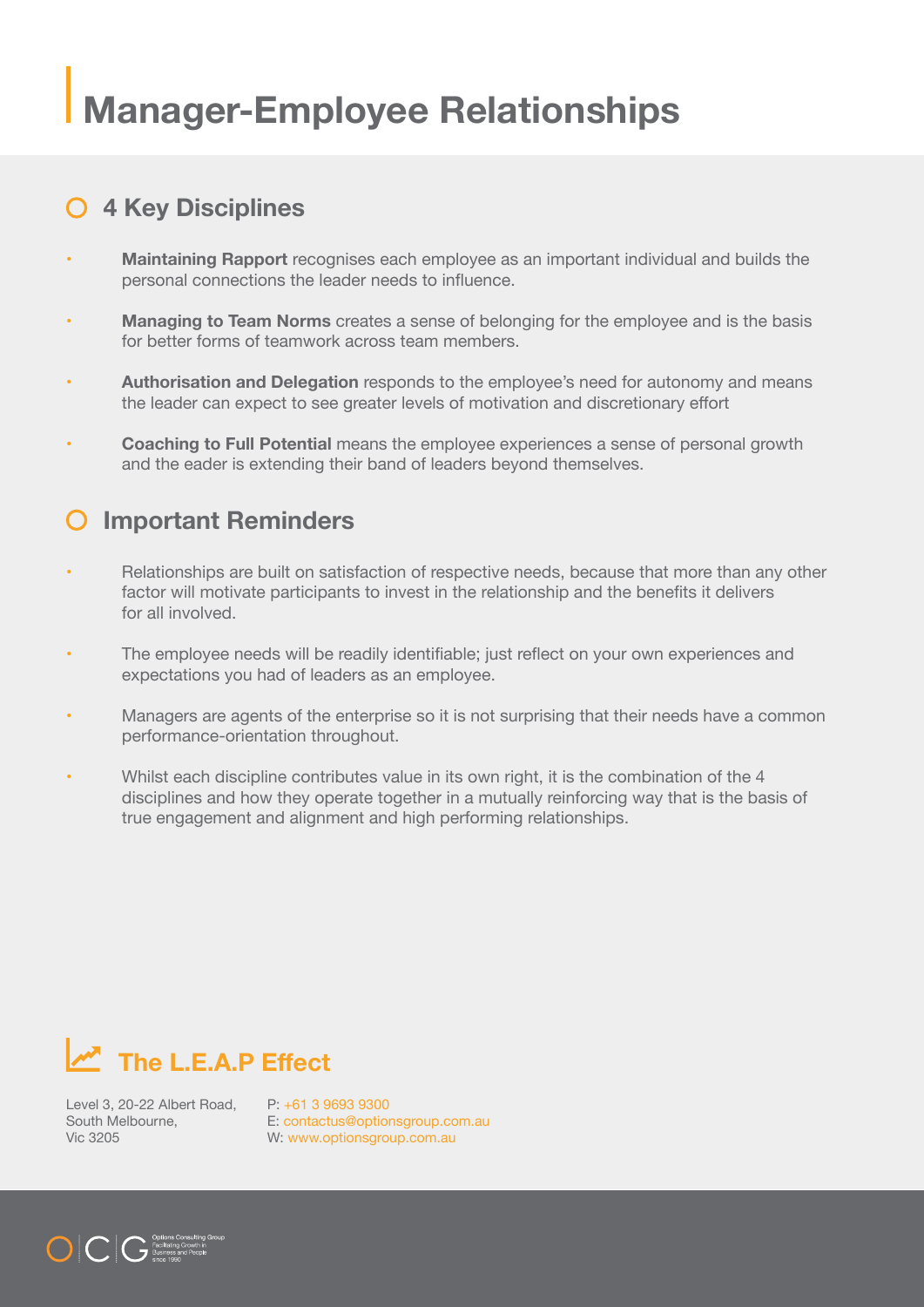# Manager-Employee Relationships

## 4 Key Disciplines

- **Maintaining Rapport** recognises each employee as an important individual and builds the personal connections the leader needs to influence.
- **Managing to Team Norms** creates a sense of belonging for the employee and is the basis for better forms of teamwork across team members.
- **Authorisation and Delegation** responds to the employee's need for autonomy and means the leader can expect to see greater levels of motivation and discretionary effort
- **Coaching to Full Potential** means the employee experiences a sense of personal growth and the eader is extending their band of leaders beyond themselves.

## Important Reminders

- Relationships are built on satisfaction of respective needs, because that more than any other factor will motivate participants to invest in the relationship and the benefits it delivers for all involved.
- The employee needs will be readily identifiable; just reflect on your own experiences and expectations you had of leaders as an employee.
- Managers are agents of the enterprise so it is not surprising that their needs have a common performance-orientation throughout.
- Whilst each discipline contributes value in its own right, it is the combination of the 4 disciplines and how they operate together in a mutually reinforcing way that is the basis of true engagement and alignment and high performing relationships.

## The L.E.A.P Effect

Level 3, 20-22 Albert Road,
South Melbourne,
Vic 3205

P: +61 3 9693 9300
E: contactus@optionsgroup.com.au
W: www.optionsgroup.com.au

OCG Options Consulting Group
Facilitating Growth in Business and People since 1990